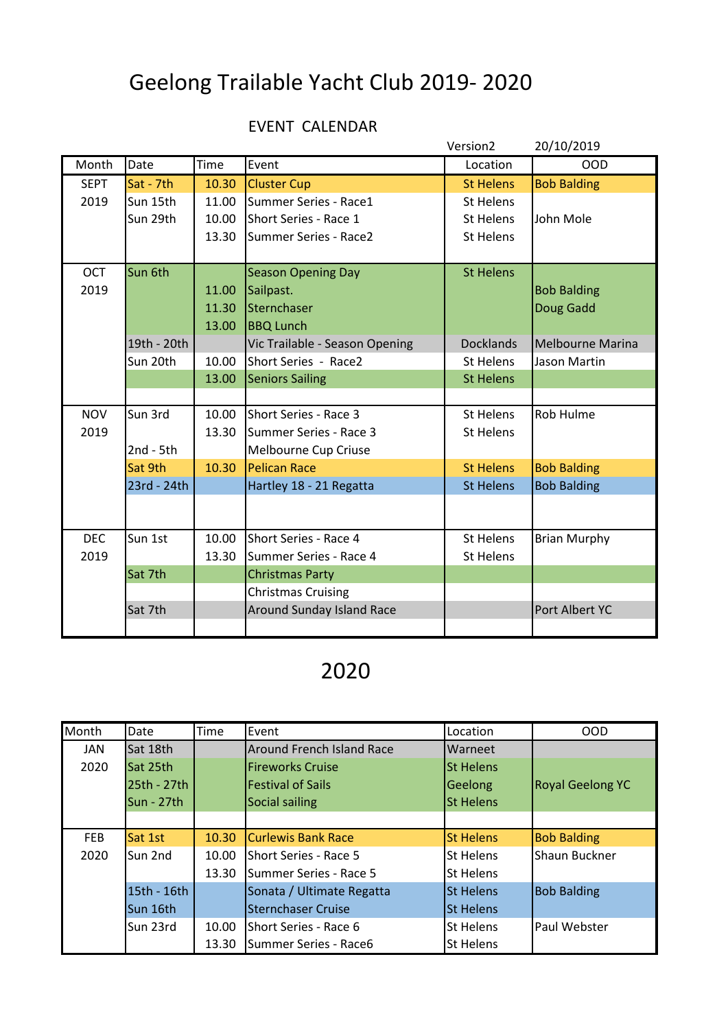# Geelong Trailable Yacht Club 2019- 2020

## EVENT CALENDAR

Version2 20/10/2019

| Month | Date | Time | Event | Location | OOD |
|---|---|---|---|---|---|
| SEPT | Sat - 7th | 10.30 | Cluster Cup | St Helens | Bob Balding |
| 2019 | Sun 15th | 11.00 | Summer Series - Race1 | St Helens | |
| | Sun 29th | 10.00 | Short Series - Race 1 | St Helens | John Mole |
| | | 13.30 | Summer Series - Race2 | St Helens | |
| | | | | | |
| OCT | Sun 6th | | Season Opening Day | St Helens | |
| 2019 | | 11.00 | Sailpast. | | Bob Balding |
| | | 11.30 | Sternchaser | | Doug Gadd |
| | | 13.00 | BBQ Lunch | | |
| | 19th - 20th | | Vic Trailable - Season Opening | Docklands | Melbourne Marina |
| | Sun 20th | 10.00 | Short Series - Race2 | St Helens | Jason Martin |
| | | 13.00 | Seniors Sailing | St Helens | |
| | | | | | |
| NOV | Sun 3rd | 10.00 | Short Series - Race 3 | St Helens | Rob Hulme |
| 2019 | | 13.30 | Summer Series - Race 3 | St Helens | |
| | 2nd - 5th | | Melbourne Cup Criuse | | |
| | Sat 9th | 10.30 | Pelican Race | St Helens | Bob Balding |
| | 23rd - 24th | | Hartley 18 - 21 Regatta | St Helens | Bob Balding |
| | | | | | |
| DEC | Sun 1st | 10.00 | Short Series - Race 4 | St Helens | Brian Murphy |
| 2019 | | 13.30 | Summer Series - Race 4 | St Helens | |
| | Sat 7th | | Christmas Party | | |
| | | | Christmas Cruising | | |
| | Sat 7th | | Around Sunday Island Race | | Port Albert YC |
| | | | | | |

# 2020

| Month | Date | Time | Event | Location | OOD |
|---|---|---|---|---|---|
| JAN | Sat 18th | | Around French Island Race | Warneet | |
| 2020 | Sat 25th | | Fireworks Cruise | St Helens | |
| | 25th - 27th | | Festival of Sails | Geelong | Royal Geelong YC |
| | Sun - 27th | | Social sailing | St Helens | |
| | | | | | |
| FEB | Sat 1st | 10.30 | Curlewis Bank Race | St Helens | Bob Balding |
| 2020 | Sun 2nd | 10.00 | Short Series - Race 5 | St Helens | Shaun Buckner |
| | | 13.30 | Summer Series - Race 5 | St Helens | |
| | 15th - 16th | | Sonata / Ultimate Regatta | St Helens | Bob Balding |
| | Sun 16th | | Sternchaser Cruise | St Helens | |
| | Sun 23rd | 10.00 | Short Series - Race 6 | St Helens | Paul Webster |
| | | 13.30 | Summer Series - Race6 | St Helens | |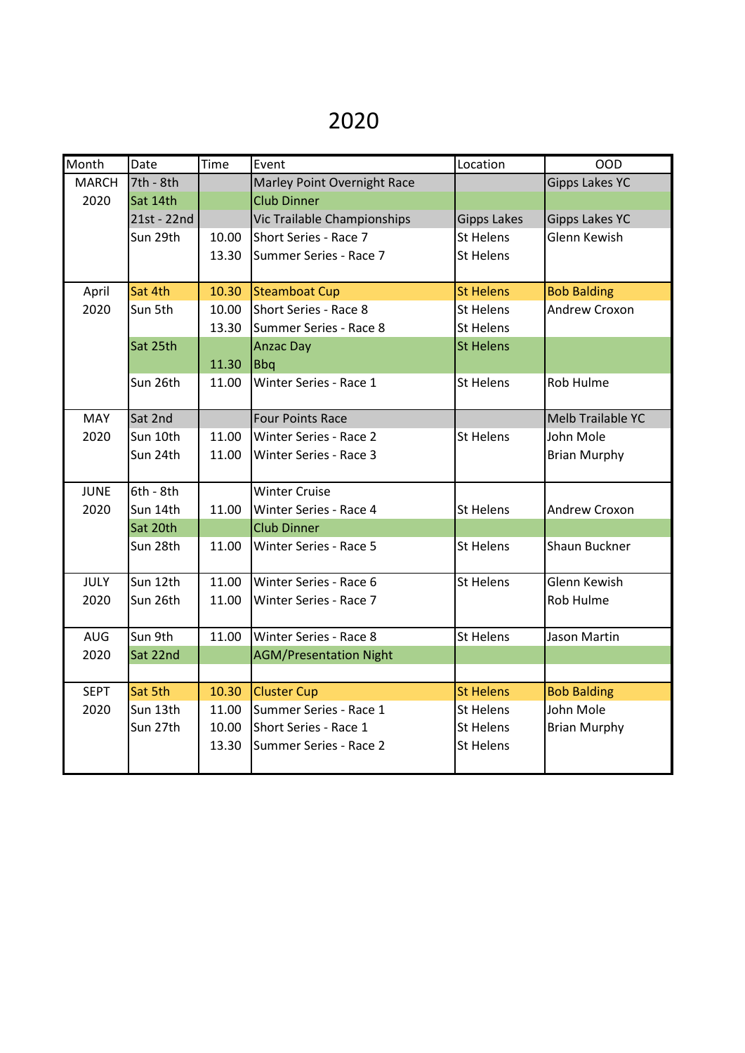# 2020

| Month | Date | Time | Event | Location | OOD |
|---|---|---|---|---|---|
| MARCH 2020 | 7th - 8th | | Marley Point Overnight Race | | Gipps Lakes YC |
| | Sat 14th | | Club Dinner | | |
| | 21st - 22nd | | Vic Trailable Championships | Gipps Lakes | Gipps Lakes YC |
| | Sun 29th | 10.00 | Short Series - Race 7 | St Helens | Glenn Kewish |
| | | 13.30 | Summer Series - Race 7 | St Helens | |
| April 2020 | Sat 4th | 10.30 | Steamboat Cup | St Helens | Bob Balding |
| | Sun 5th | 10.00 | Short Series - Race 8 | St Helens | Andrew Croxon |
| | | 13.30 | Summer Series - Race 8 | St Helens | |
| | Sat 25th | | Anzac Day | St Helens | |
| | | 11.30 | Bbq | | |
| | Sun 26th | 11.00 | Winter Series - Race 1 | St Helens | Rob Hulme |
| MAY 2020 | Sat 2nd | | Four Points Race | | Melb Trailable YC |
| | Sun 10th | 11.00 | Winter Series - Race 2 | St Helens | John Mole |
| | Sun 24th | 11.00 | Winter Series - Race 3 | | Brian Murphy |
| JUNE 2020 | 6th - 8th | | Winter Cruise | | |
| | Sun 14th | 11.00 | Winter Series - Race 4 | St Helens | Andrew Croxon |
| | Sat 20th | | Club Dinner | | |
| | Sun 28th | 11.00 | Winter Series - Race 5 | St Helens | Shaun Buckner |
| JULY 2020 | Sun 12th | 11.00 | Winter Series - Race 6 | St Helens | Glenn Kewish |
| | Sun 26th | 11.00 | Winter Series - Race 7 | | Rob Hulme |
| AUG 2020 | Sun 9th | 11.00 | Winter Series - Race 8 | St Helens | Jason Martin |
| | Sat 22nd | | AGM/Presentation Night | | |
| SEPT 2020 | Sat 5th | 10.30 | Cluster Cup | St Helens | Bob Balding |
| | Sun 13th | 11.00 | Summer Series - Race 1 | St Helens | John Mole |
| | Sun 27th | 10.00 | Short Series - Race 1 | St Helens | Brian Murphy |
| | | 13.30 | Summer Series - Race 2 | St Helens | |